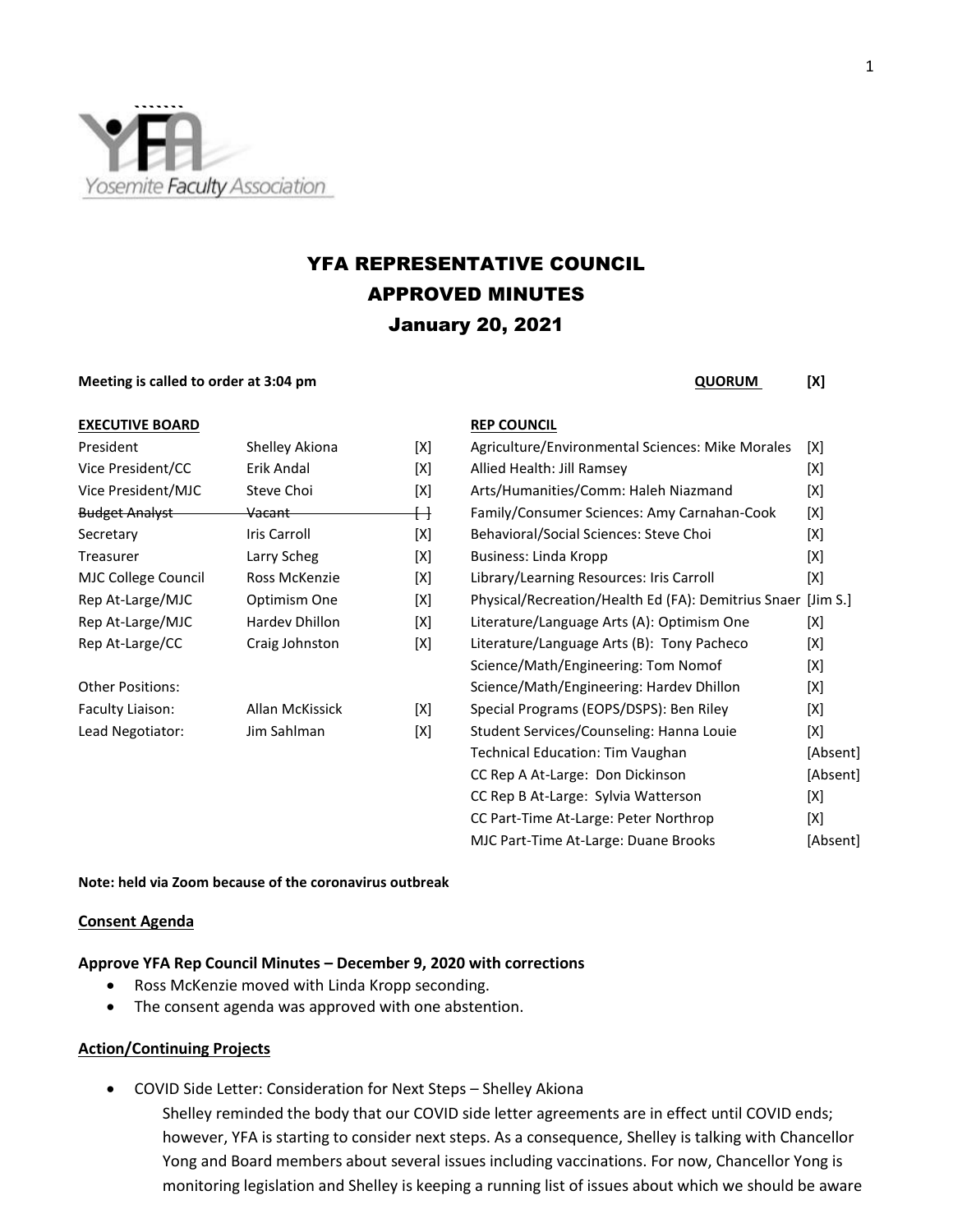# YFA REPRESENTATIVE COUNCIL
# APPROVED MINUTES
# January 20, 2021

**Meeting is called to order at 3:04 pm** **QUORUM [X]**

| **EXECUTIVE BOARD** | | |
|---|---|---|
| President | Shelley Akiona | [X] |
| Vice President/CC | Erik Andal | [X] |
| Vice President/MJC | Steve Choi | [X] |
| ~~Budget Analyst~~ | ~~Vacant~~ | ~~[ ]~~ |
| Secretary | Iris Carroll | [X] |
| Treasurer | Larry Scheg | [X] |
| MJC College Council | Ross McKenzie | [X] |
| Rep At-Large/MJC | Optimism One | [X] |
| Rep At-Large/MJC | Hardev Dhillon | [X] |
| Rep At-Large/CC | Craig Johnston | [X] |
| Other Positions: | | |
| Faculty Liaison: | Allan McKissick | [X] |
| Lead Negotiator: | Jim Sahlman | [X] |

| **REP COUNCIL** | |
|---|---|
| Agriculture/Environmental Sciences: Mike Morales | [X] |
| Allied Health: Jill Ramsey | [X] |
| Arts/Humanities/Comm: Haleh Niazmand | [X] |
| Family/Consumer Sciences: Amy Carnahan-Cook | [X] |
| Behavioral/Social Sciences: Steve Choi | [X] |
| Business: Linda Kropp | [X] |
| Library/Learning Resources: Iris Carroll | [X] |
| Physical/Recreation/Health Ed (FA): Demitrius Snaer | [Jim S.] |
| Literature/Language Arts (A): Optimism One | [X] |
| Literature/Language Arts (B): Tony Pacheco | [X] |
| Science/Math/Engineering: Tom Nomof | [X] |
| Science/Math/Engineering: Hardev Dhillon | [X] |
| Special Programs (EOPS/DSPS): Ben Riley | [X] |
| Student Services/Counseling: Hanna Louie | [X] |
| Technical Education: Tim Vaughan | [Absent] |
| CC Rep A At-Large: Don Dickinson | [Absent] |
| CC Rep B At-Large: Sylvia Watterson | [X] |
| CC Part-Time At-Large: Peter Northrop | [X] |
| MJC Part-Time At-Large: Duane Brooks | [Absent] |

**Note: held via Zoom because of the coronavirus outbreak**

## Consent Agenda

### Approve YFA Rep Council Minutes – December 9, 2020 with corrections

- Ross McKenzie moved with Linda Kropp seconding.
- The consent agenda was approved with one abstention.

## Action/Continuing Projects

- COVID Side Letter: Consideration for Next Steps – Shelley Akiona

  Shelley reminded the body that our COVID side letter agreements are in effect until COVID ends; however, YFA is starting to consider next steps. As a consequence, Shelley is talking with Chancellor Yong and Board members about several issues including vaccinations. For now, Chancellor Yong is monitoring legislation and Shelley is keeping a running list of issues about which we should be aware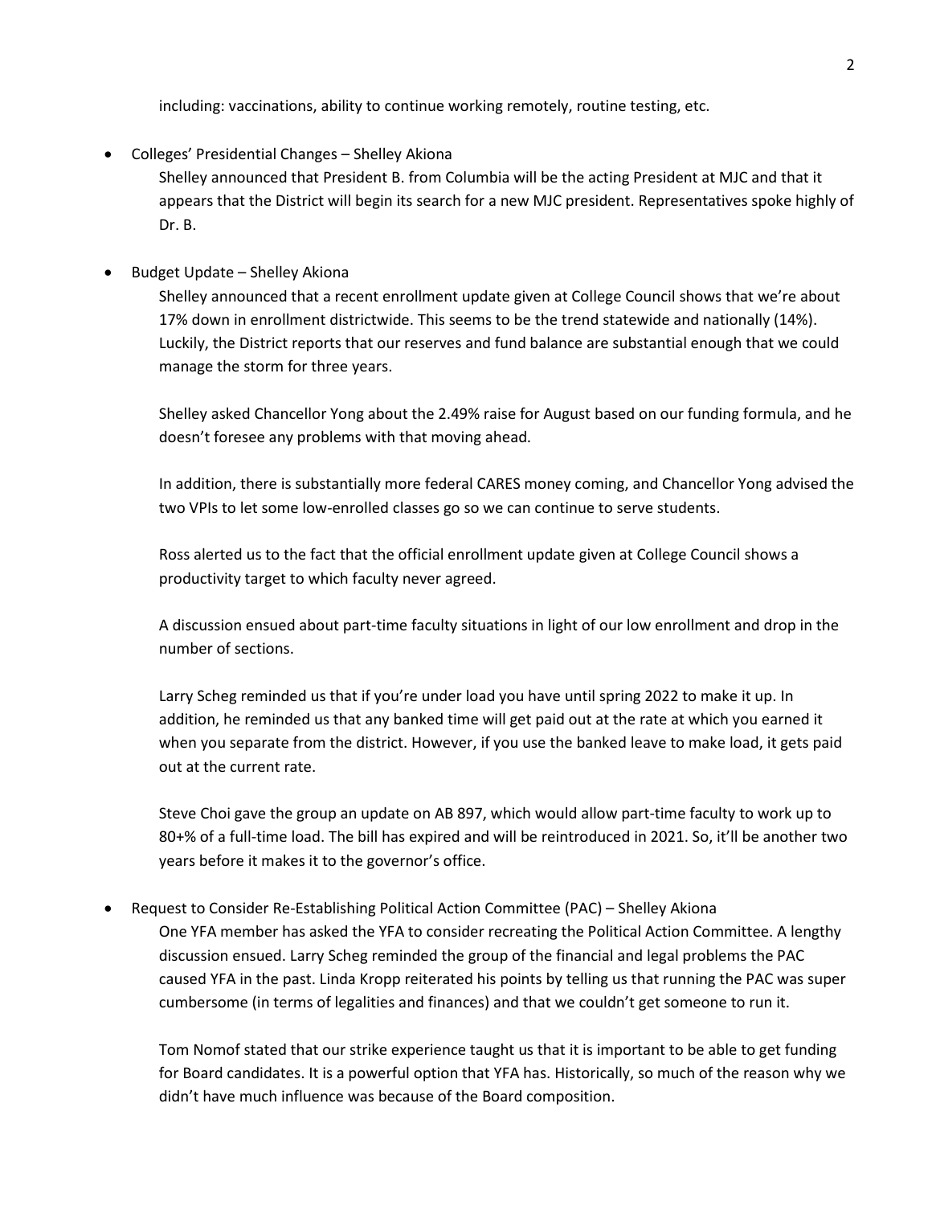including: vaccinations, ability to continue working remotely, routine testing, etc.

- Colleges' Presidential Changes – Shelley Akiona

  Shelley announced that President B. from Columbia will be the acting President at MJC and that it appears that the District will begin its search for a new MJC president. Representatives spoke highly of Dr. B.

- Budget Update – Shelley Akiona

  Shelley announced that a recent enrollment update given at College Council shows that we're about 17% down in enrollment districtwide. This seems to be the trend statewide and nationally (14%). Luckily, the District reports that our reserves and fund balance are substantial enough that we could manage the storm for three years.

  Shelley asked Chancellor Yong about the 2.49% raise for August based on our funding formula, and he doesn't foresee any problems with that moving ahead.

  In addition, there is substantially more federal CARES money coming, and Chancellor Yong advised the two VPIs to let some low-enrolled classes go so we can continue to serve students.

  Ross alerted us to the fact that the official enrollment update given at College Council shows a productivity target to which faculty never agreed.

  A discussion ensued about part-time faculty situations in light of our low enrollment and drop in the number of sections.

  Larry Scheg reminded us that if you're under load you have until spring 2022 to make it up. In addition, he reminded us that any banked time will get paid out at the rate at which you earned it when you separate from the district. However, if you use the banked leave to make load, it gets paid out at the current rate.

  Steve Choi gave the group an update on AB 897, which would allow part-time faculty to work up to 80+% of a full-time load. The bill has expired and will be reintroduced in 2021. So, it'll be another two years before it makes it to the governor's office.

- Request to Consider Re-Establishing Political Action Committee (PAC) – Shelley Akiona

  One YFA member has asked the YFA to consider recreating the Political Action Committee. A lengthy discussion ensued. Larry Scheg reminded the group of the financial and legal problems the PAC caused YFA in the past. Linda Kropp reiterated his points by telling us that running the PAC was super cumbersome (in terms of legalities and finances) and that we couldn't get someone to run it.

  Tom Nomof stated that our strike experience taught us that it is important to be able to get funding for Board candidates. It is a powerful option that YFA has. Historically, so much of the reason why we didn't have much influence was because of the Board composition.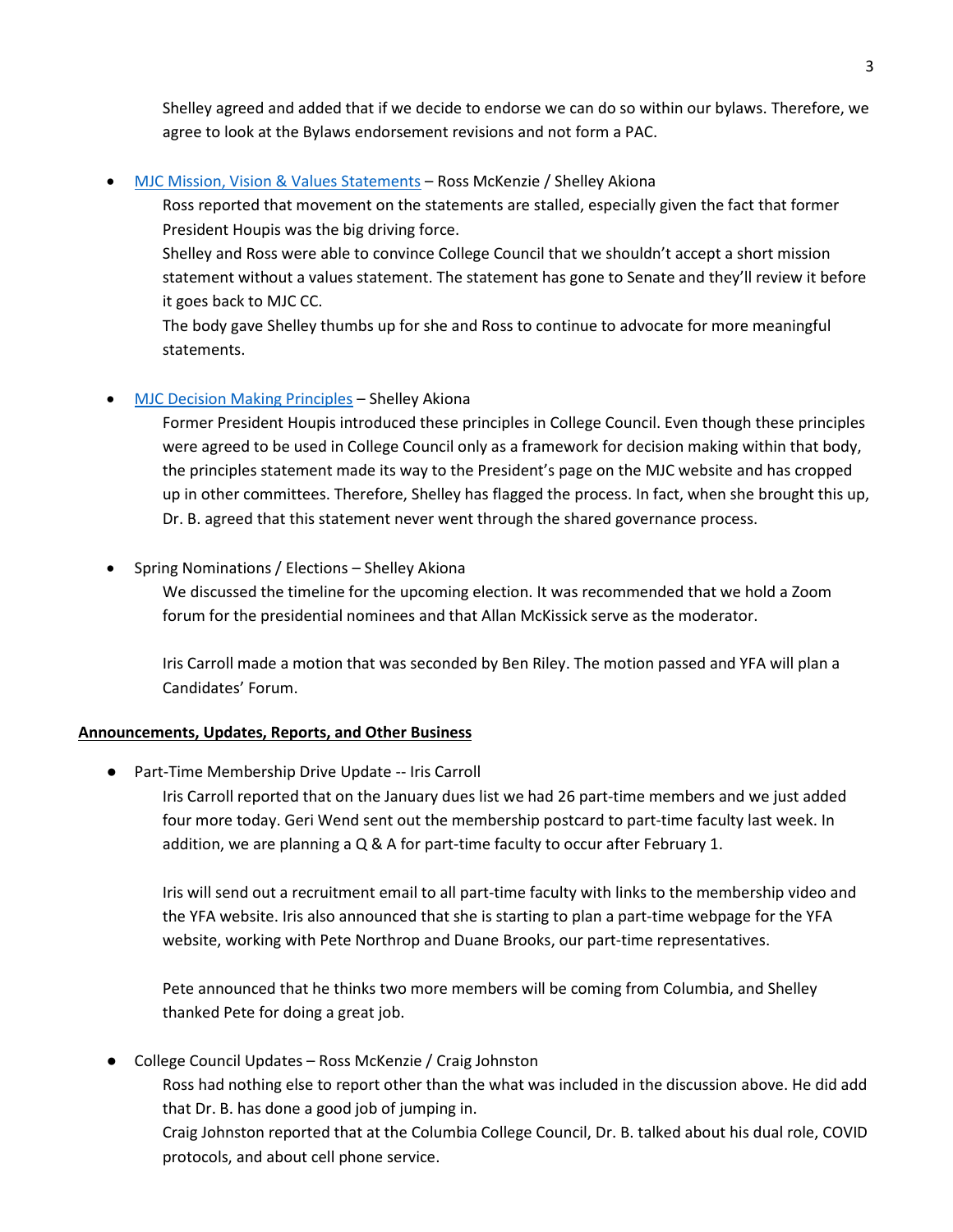Shelley agreed and added that if we decide to endorse we can do so within our bylaws. Therefore, we agree to look at the Bylaws endorsement revisions and not form a PAC.

- [MJC Mission, Vision & Values Statements]() – Ross McKenzie / Shelley Akiona

  Ross reported that movement on the statements are stalled, especially given the fact that former President Houpis was the big driving force.

  Shelley and Ross were able to convince College Council that we shouldn't accept a short mission statement without a values statement. The statement has gone to Senate and they'll review it before it goes back to MJC CC.

  The body gave Shelley thumbs up for she and Ross to continue to advocate for more meaningful statements.

- [MJC Decision Making Principles]() – Shelley Akiona

  Former President Houpis introduced these principles in College Council. Even though these principles were agreed to be used in College Council only as a framework for decision making within that body, the principles statement made its way to the President's page on the MJC website and has cropped up in other committees. Therefore, Shelley has flagged the process. In fact, when she brought this up, Dr. B. agreed that this statement never went through the shared governance process.

- Spring Nominations / Elections – Shelley Akiona

  We discussed the timeline for the upcoming election. It was recommended that we hold a Zoom forum for the presidential nominees and that Allan McKissick serve as the moderator.

  Iris Carroll made a motion that was seconded by Ben Riley. The motion passed and YFA will plan a Candidates' Forum.

**Announcements, Updates, Reports, and Other Business**

- Part-Time Membership Drive Update -- Iris Carroll

  Iris Carroll reported that on the January dues list we had 26 part-time members and we just added four more today. Geri Wend sent out the membership postcard to part-time faculty last week. In addition, we are planning a Q & A for part-time faculty to occur after February 1.

  Iris will send out a recruitment email to all part-time faculty with links to the membership video and the YFA website. Iris also announced that she is starting to plan a part-time webpage for the YFA website, working with Pete Northrop and Duane Brooks, our part-time representatives.

  Pete announced that he thinks two more members will be coming from Columbia, and Shelley thanked Pete for doing a great job.

- College Council Updates – Ross McKenzie / Craig Johnston

  Ross had nothing else to report other than the what was included in the discussion above. He did add that Dr. B. has done a good job of jumping in.

  Craig Johnston reported that at the Columbia College Council, Dr. B. talked about his dual role, COVID protocols, and about cell phone service.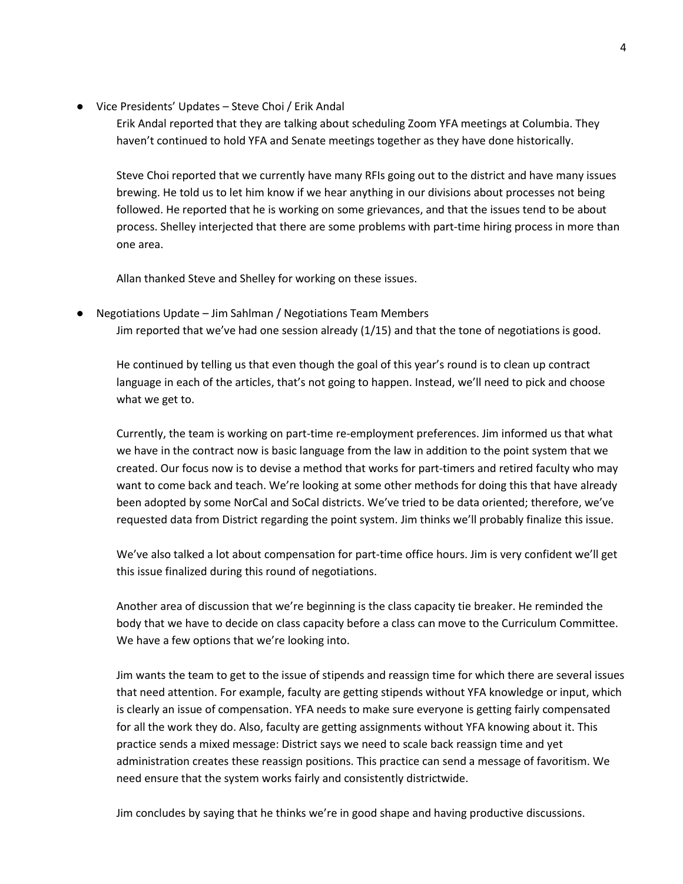- Vice Presidents' Updates – Steve Choi / Erik Andal

  Erik Andal reported that they are talking about scheduling Zoom YFA meetings at Columbia. They haven't continued to hold YFA and Senate meetings together as they have done historically.

  Steve Choi reported that we currently have many RFIs going out to the district and have many issues brewing. He told us to let him know if we hear anything in our divisions about processes not being followed. He reported that he is working on some grievances, and that the issues tend to be about process. Shelley interjected that there are some problems with part-time hiring process in more than one area.

  Allan thanked Steve and Shelley for working on these issues.

- Negotiations Update – Jim Sahlman / Negotiations Team Members

  Jim reported that we've had one session already (1/15) and that the tone of negotiations is good.

  He continued by telling us that even though the goal of this year's round is to clean up contract language in each of the articles, that's not going to happen. Instead, we'll need to pick and choose what we get to.

  Currently, the team is working on part-time re-employment preferences. Jim informed us that what we have in the contract now is basic language from the law in addition to the point system that we created. Our focus now is to devise a method that works for part-timers and retired faculty who may want to come back and teach. We're looking at some other methods for doing this that have already been adopted by some NorCal and SoCal districts. We've tried to be data oriented; therefore, we've requested data from District regarding the point system. Jim thinks we'll probably finalize this issue.

  We've also talked a lot about compensation for part-time office hours. Jim is very confident we'll get this issue finalized during this round of negotiations.

  Another area of discussion that we're beginning is the class capacity tie breaker. He reminded the body that we have to decide on class capacity before a class can move to the Curriculum Committee. We have a few options that we're looking into.

  Jim wants the team to get to the issue of stipends and reassign time for which there are several issues that need attention. For example, faculty are getting stipends without YFA knowledge or input, which is clearly an issue of compensation. YFA needs to make sure everyone is getting fairly compensated for all the work they do. Also, faculty are getting assignments without YFA knowing about it. This practice sends a mixed message: District says we need to scale back reassign time and yet administration creates these reassign positions. This practice can send a message of favoritism. We need ensure that the system works fairly and consistently districtwide.

  Jim concludes by saying that he thinks we're in good shape and having productive discussions.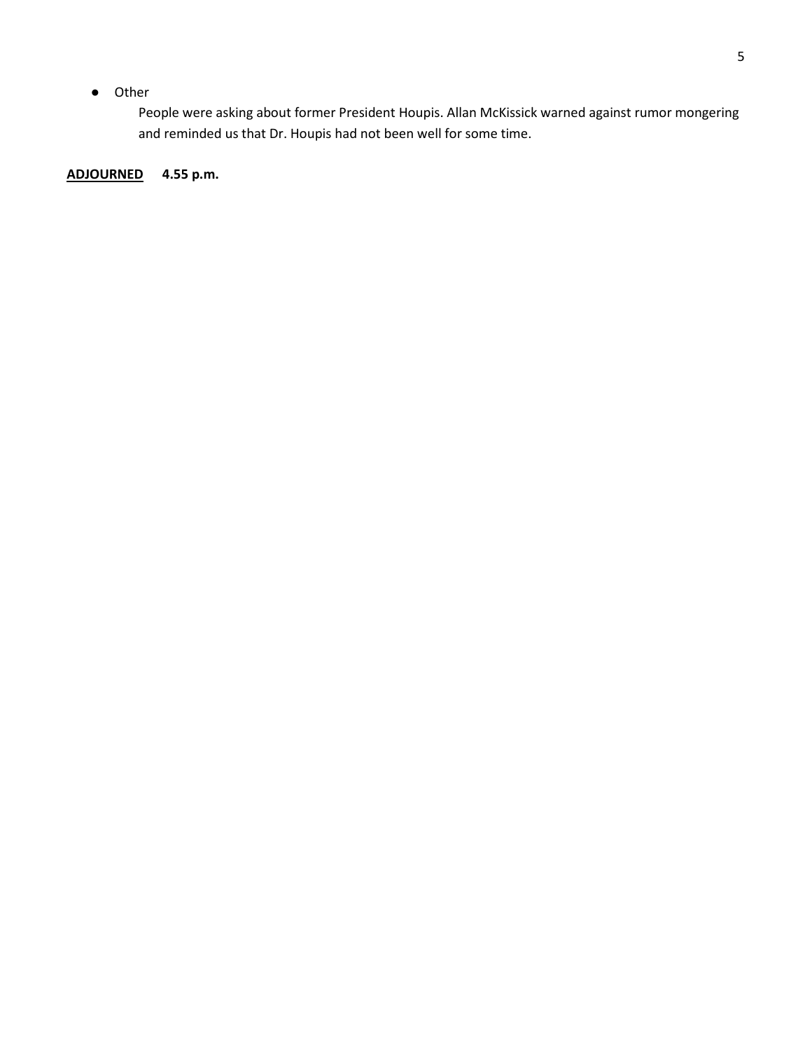- Other

  People were asking about former President Houpis. Allan McKissick warned against rumor mongering and reminded us that Dr. Houpis had not been well for some time.

**ADJOURNED** **4.55 p.m.**